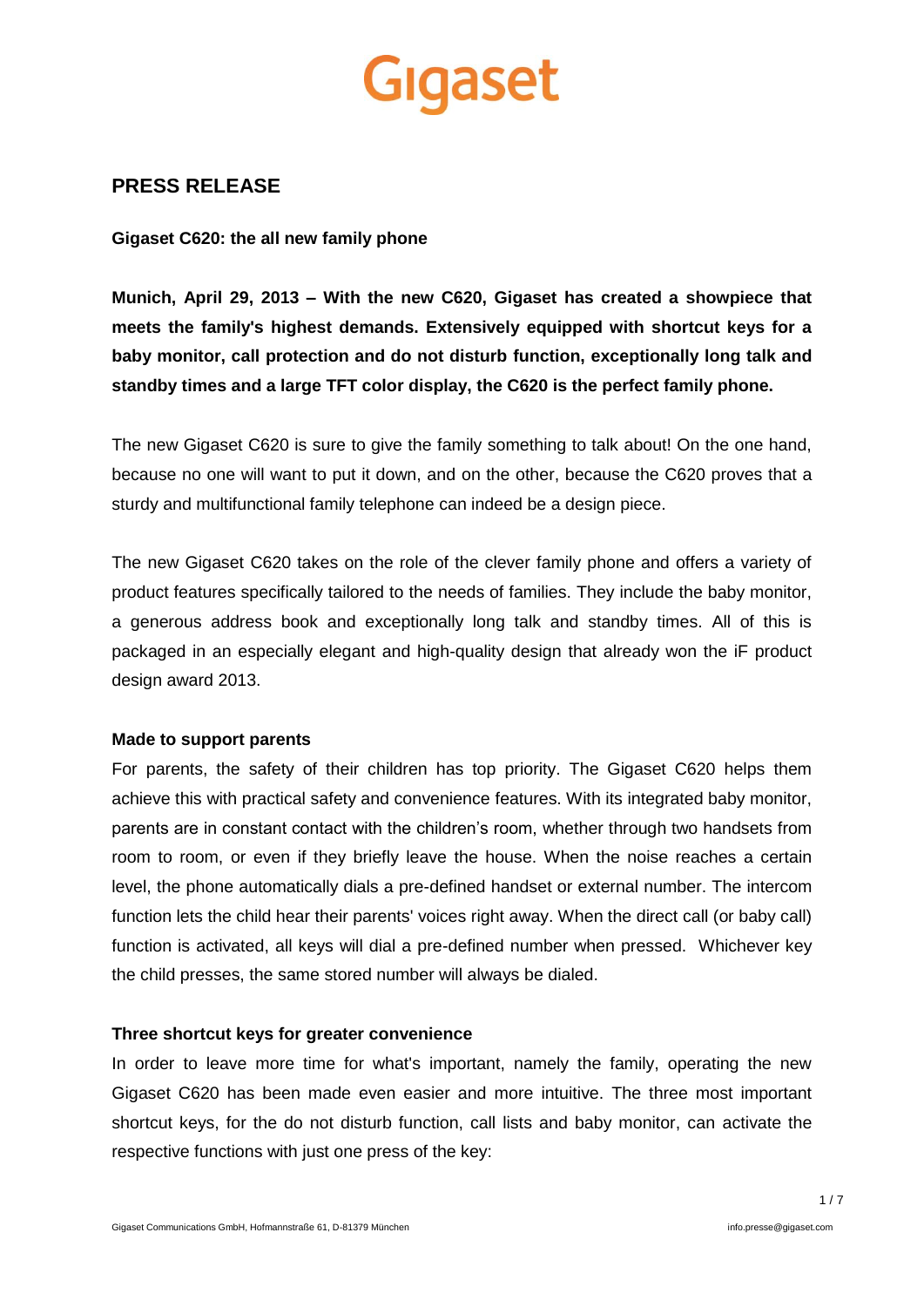Gigaset

## PRESS RELEASE

**Gigaset C620: the all new family phone**

**Munich, April 29, 2013 – With the new C620, Gigaset has created a showpiece that meets the family's highest demands. Extensively equipped with shortcut keys for a baby monitor, call protection and do not disturb function, exceptionally long talk and standby times and a large TFT color display, the C620 is the perfect family phone.**

The new Gigaset C620 is sure to give the family something to talk about! On the one hand, because no one will want to put it down, and on the other, because the C620 proves that a sturdy and multifunctional family telephone can indeed be a design piece.

The new Gigaset C620 takes on the role of the clever family phone and offers a variety of product features specifically tailored to the needs of families. They include the baby monitor, a generous address book and exceptionally long talk and standby times. All of this is packaged in an especially elegant and high-quality design that already won the iF product design award 2013.

**Made to support parents**

For parents, the safety of their children has top priority. The Gigaset C620 helps them achieve this with practical safety and convenience features. With its integrated baby monitor, parents are in constant contact with the children's room, whether through two handsets from room to room, or even if they briefly leave the house. When the noise reaches a certain level, the phone automatically dials a pre-defined handset or external number. The intercom function lets the child hear their parents' voices right away. When the direct call (or baby call) function is activated, all keys will dial a pre-defined number when pressed. Whichever key the child presses, the same stored number will always be dialed.

**Three shortcut keys for greater convenience**

In order to leave more time for what's important, namely the family, operating the new Gigaset C620 has been made even easier and more intuitive. The three most important shortcut keys, for the do not disturb function, call lists and baby monitor, can activate the respective functions with just one press of the key: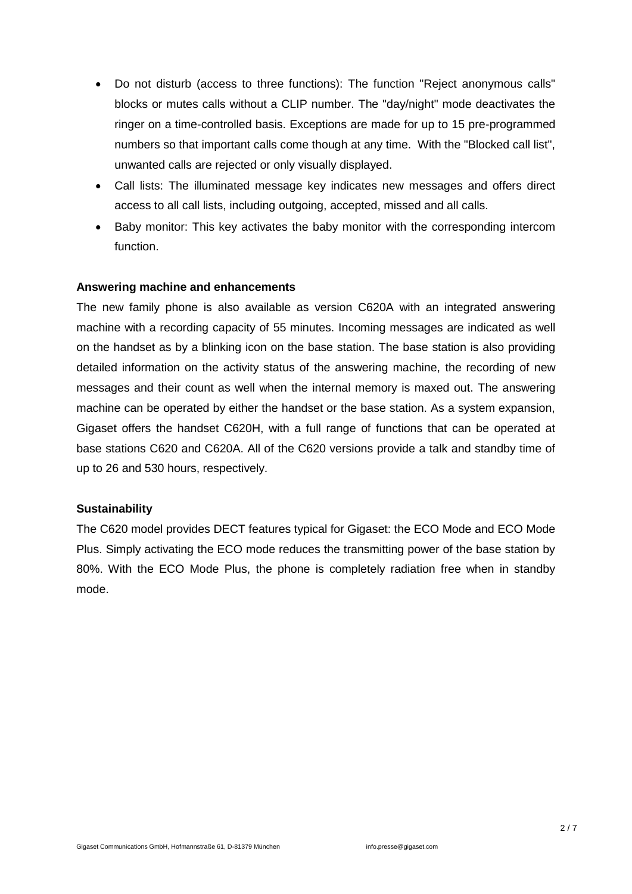- Do not disturb (access to three functions): The function "Reject anonymous calls" blocks or mutes calls without a CLIP number. The "day/night" mode deactivates the ringer on a time-controlled basis. Exceptions are made for up to 15 pre-programmed numbers so that important calls come though at any time. With the "Blocked call list", unwanted calls are rejected or only visually displayed.
- Call lists: The illuminated message key indicates new messages and offers direct access to all call lists, including outgoing, accepted, missed and all calls.
- Baby monitor: This key activates the baby monitor with the corresponding intercom function.

**Answering machine and enhancements**

The new family phone is also available as version C620A with an integrated answering machine with a recording capacity of 55 minutes. Incoming messages are indicated as well on the handset as by a blinking icon on the base station. The base station is also providing detailed information on the activity status of the answering machine, the recording of new messages and their count as well when the internal memory is maxed out. The answering machine can be operated by either the handset or the base station. As a system expansion, Gigaset offers the handset C620H, with a full range of functions that can be operated at base stations C620 and C620A. All of the C620 versions provide a talk and standby time of up to 26 and 530 hours, respectively.

**Sustainability**

The C620 model provides DECT features typical for Gigaset: the ECO Mode and ECO Mode Plus. Simply activating the ECO mode reduces the transmitting power of the base station by 80%. With the ECO Mode Plus, the phone is completely radiation free when in standby mode.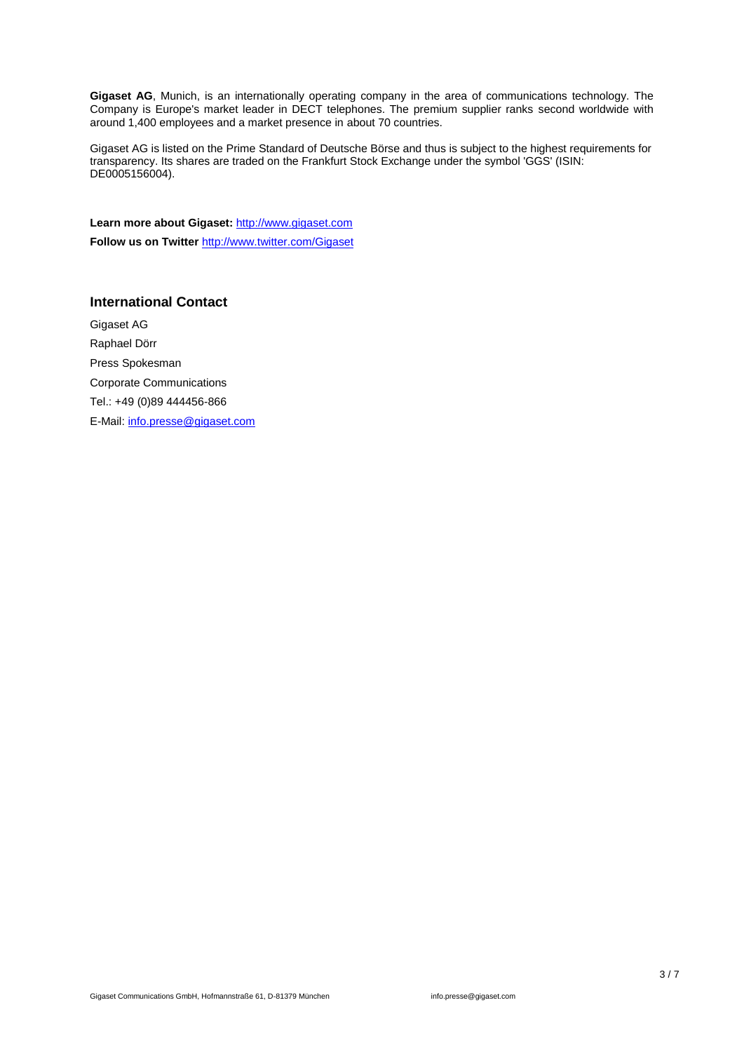**Gigaset AG**, Munich, is an internationally operating company in the area of communications technology. The Company is Europe's market leader in DECT telephones. The premium supplier ranks second worldwide with around 1,400 employees and a market presence in about 70 countries.

Gigaset AG is listed on the Prime Standard of Deutsche Börse and thus is subject to the highest requirements for transparency. Its shares are traded on the Frankfurt Stock Exchange under the symbol 'GGS' (ISIN: DE0005156004).

**Learn more about Gigaset:** http://www.gigaset.com

**Follow us on Twitter** http://www.twitter.com/Gigaset

### International Contact

Gigaset AG

Raphael Dörr

Press Spokesman

Corporate Communications

Tel.: +49 (0)89 444456-866

E-Mail: info.presse@gigaset.com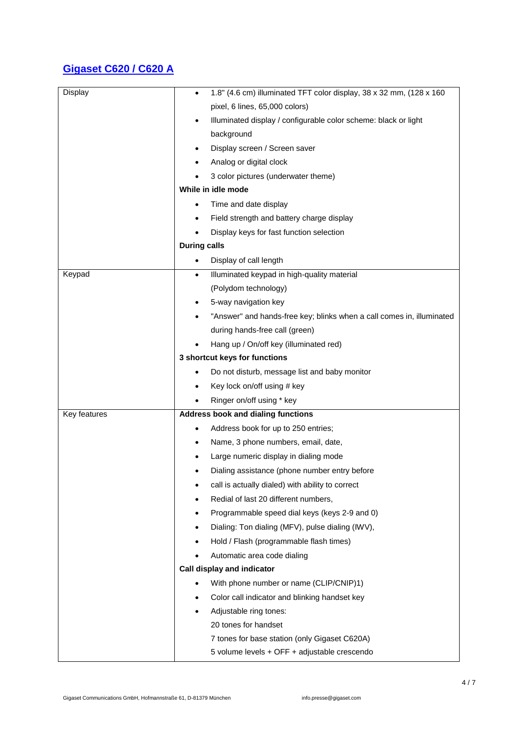## Gigaset C620 / C620 A

| | |
|---|---|
| Display | • 1.8" (4.6 cm) illuminated TFT color display, 38 x 32 mm, (128 x 160 pixel, 6 lines, 65,000 colors)<br>• Illuminated display / configurable color scheme: black or light background<br>• Display screen / Screen saver<br>• Analog or digital clock<br>• 3 color pictures (underwater theme)<br>**While in idle mode**<br>• Time and date display<br>• Field strength and battery charge display<br>• Display keys for fast function selection<br>**During calls**<br>• Display of call length |
| Keypad | • Illuminated keypad in high-quality material (Polydom technology)<br>• 5-way navigation key<br>• "Answer" and hands-free key; blinks when a call comes in, illuminated during hands-free call (green)<br>• Hang up / On/off key (illuminated red)<br>**3 shortcut keys for functions**<br>• Do not disturb, message list and baby monitor<br>• Key lock on/off using # key<br>• Ringer on/off using * key |
| Key features | **Address book and dialing functions**<br>• Address book for up to 250 entries;<br>• Name, 3 phone numbers, email, date,<br>• Large numeric display in dialing mode<br>• Dialing assistance (phone number entry before<br>• call is actually dialed) with ability to correct<br>• Redial of last 20 different numbers,<br>• Programmable speed dial keys (keys 2-9 and 0)<br>• Dialing: Ton dialing (MFV), pulse dialing (IWV),<br>• Hold / Flash (programmable flash times)<br>• Automatic area code dialing<br>**Call display and indicator**<br>• With phone number or name (CLIP/CNIP)1)<br>• Color call indicator and blinking handset key<br>• Adjustable ring tones:<br>20 tones for handset<br>7 tones for base station (only Gigaset C620A)<br>5 volume levels + OFF + adjustable crescendo |

Gigaset Communications GmbH, Hofmannstraße 61, D-81379 München info.presse@gigaset.com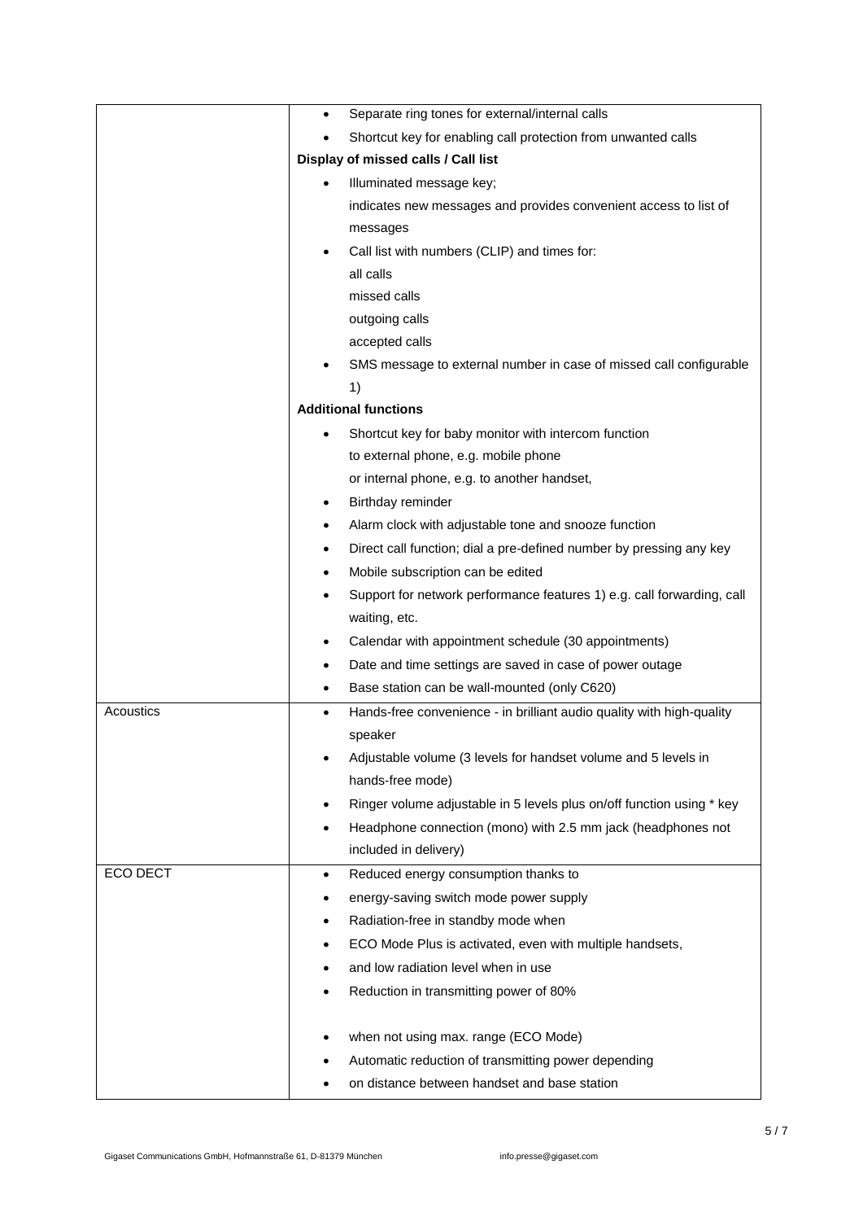| | |
|---|---|
| | • Separate ring tones for external/internal calls<br>• Shortcut key for enabling call protection from unwanted calls<br>**Display of missed calls / Call list**<br>• Illuminated message key;<br>indicates new messages and provides convenient access to list of messages<br>• Call list with numbers (CLIP) and times for:<br>all calls<br>missed calls<br>outgoing calls<br>accepted calls<br>• SMS message to external number in case of missed call configurable 1)<br>**Additional functions**<br>• Shortcut key for baby monitor with intercom function<br>to external phone, e.g. mobile phone<br>or internal phone, e.g. to another handset,<br>• Birthday reminder<br>• Alarm clock with adjustable tone and snooze function<br>• Direct call function; dial a pre-defined number by pressing any key<br>• Mobile subscription can be edited<br>• Support for network performance features 1) e.g. call forwarding, call waiting, etc.<br>• Calendar with appointment schedule (30 appointments)<br>• Date and time settings are saved in case of power outage<br>• Base station can be wall-mounted (only C620) |
| Acoustics | • Hands-free convenience - in brilliant audio quality with high-quality speaker<br>• Adjustable volume (3 levels for handset volume and 5 levels in hands-free mode)<br>• Ringer volume adjustable in 5 levels plus on/off function using * key<br>• Headphone connection (mono) with 2.5 mm jack (headphones not included in delivery) |
| ECO DECT | • Reduced energy consumption thanks to<br>• energy-saving switch mode power supply<br>• Radiation-free in standby mode when<br>• ECO Mode Plus is activated, even with multiple handsets,<br>• and low radiation level when in use<br>• Reduction in transmitting power of 80%<br>• when not using max. range (ECO Mode)<br>• Automatic reduction of transmitting power depending<br>• on distance between handset and base station |

Gigaset Communications GmbH, Hofmannstraße 61, D-81379 München info.presse@gigaset.com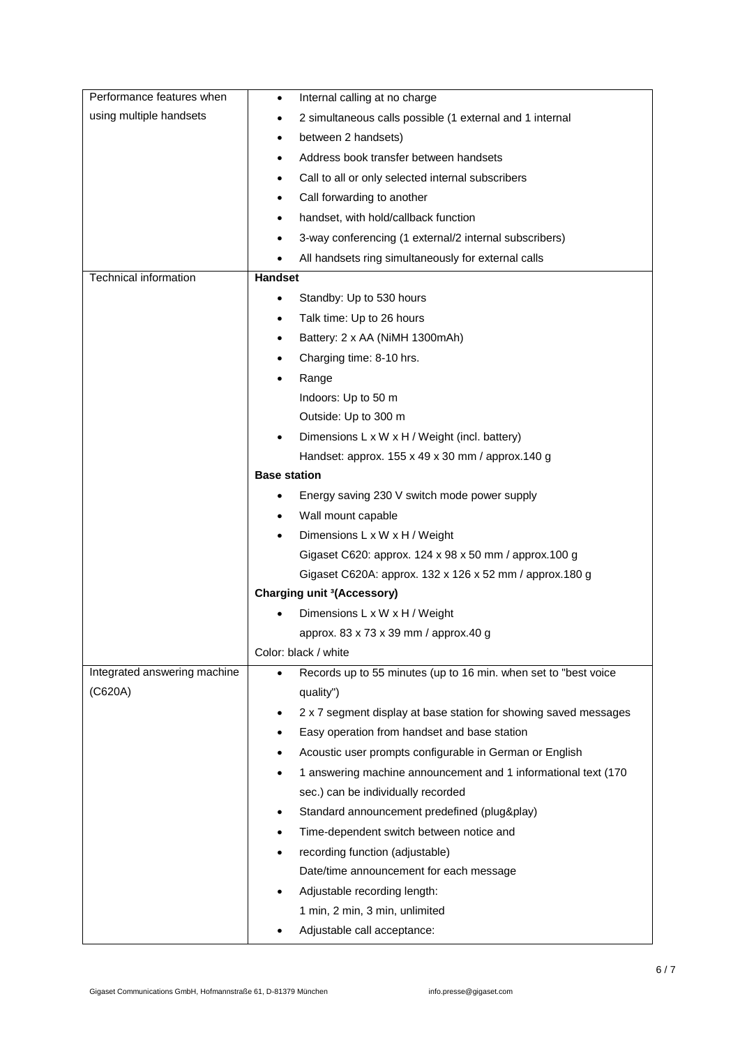| | |
|---|---|
| Performance features when using multiple handsets | • Internal calling at no charge<br>• 2 simultaneous calls possible (1 external and 1 internal<br>• between 2 handsets)<br>• Address book transfer between handsets<br>• Call to all or only selected internal subscribers<br>• Call forwarding to another<br>• handset, with hold/callback function<br>• 3-way conferencing (1 external/2 internal subscribers)<br>• All handsets ring simultaneously for external calls |
| Technical information | **Handset**<br>• Standby: Up to 530 hours<br>• Talk time: Up to 26 hours<br>• Battery: 2 x AA (NiMH 1300mAh)<br>• Charging time: 8-10 hrs.<br>• Range<br>Indoors: Up to 50 m<br>Outside: Up to 300 m<br>• Dimensions L x W x H / Weight (incl. battery)<br>Handset: approx. 155 x 49 x 30 mm / approx.140 g<br>**Base station**<br>• Energy saving 230 V switch mode power supply<br>• Wall mount capable<br>• Dimensions L x W x H / Weight<br>Gigaset C620: approx. 124 x 98 x 50 mm / approx.100 g<br>Gigaset C620A: approx. 132 x 126 x 52 mm / approx.180 g<br>**Charging unit [3](Accessory)**<br>• Dimensions L x W x H / Weight<br>approx. 83 x 73 x 39 mm / approx.40 g<br>Color: black / white |
| Integrated answering machine (C620A) | • Records up to 55 minutes (up to 16 min. when set to "best voice quality")<br>• 2 x 7 segment display at base station for showing saved messages<br>• Easy operation from handset and base station<br>• Acoustic user prompts configurable in German or English<br>• 1 answering machine announcement and 1 informational text (170 sec.) can be individually recorded<br>• Standard announcement predefined (plug&play)<br>• Time-dependent switch between notice and<br>• recording function (adjustable)<br>Date/time announcement for each message<br>• Adjustable recording length:<br>1 min, 2 min, 3 min, unlimited<br>• Adjustable call acceptance: |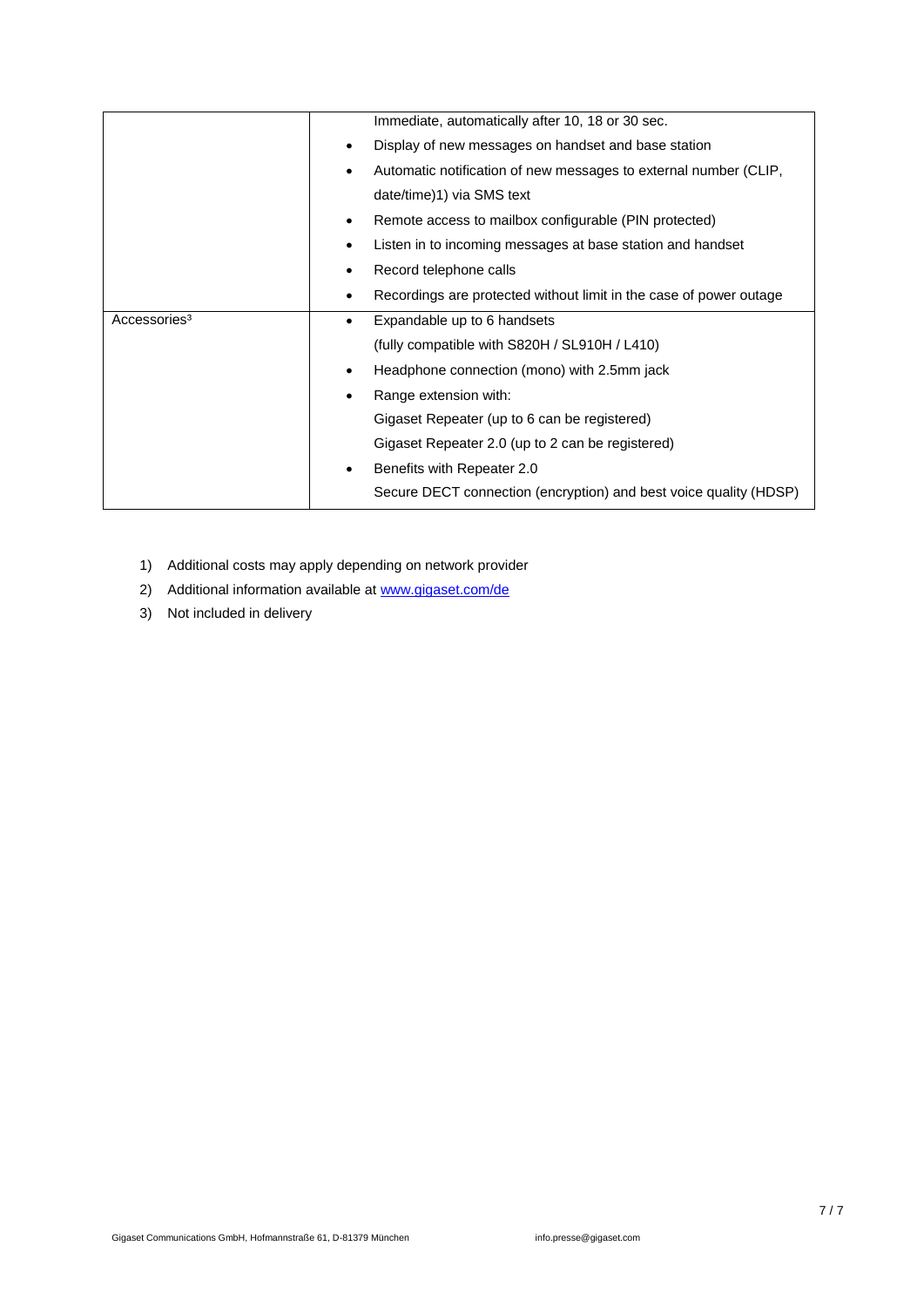| | |
|---|---|
| | Immediate, automatically after 10, 18 or 30 sec.<br>• Display of new messages on handset and base station<br>• Automatic notification of new messages to external number (CLIP, date/time)1) via SMS text<br>• Remote access to mailbox configurable (PIN protected)<br>• Listen in to incoming messages at base station and handset<br>• Record telephone calls<br>• Recordings are protected without limit in the case of power outage |
| Accessories[3] | • Expandable up to 6 handsets<br>(fully compatible with S820H / SL910H / L410)<br>• Headphone connection (mono) with 2.5mm jack<br>• Range extension with:<br>Gigaset Repeater (up to 6 can be registered)<br>Gigaset Repeater 2.0 (up to 2 can be registered)<br>• Benefits with Repeater 2.0<br>Secure DECT connection (encryption) and best voice quality (HDSP) |

1) Additional costs may apply depending on network provider
2) Additional information available at [www.gigaset.com/de](www.gigaset.com/de)
3) Not included in delivery

Gigaset Communications GmbH, Hofmannstraße 61, D-81379 München info.presse@gigaset.com